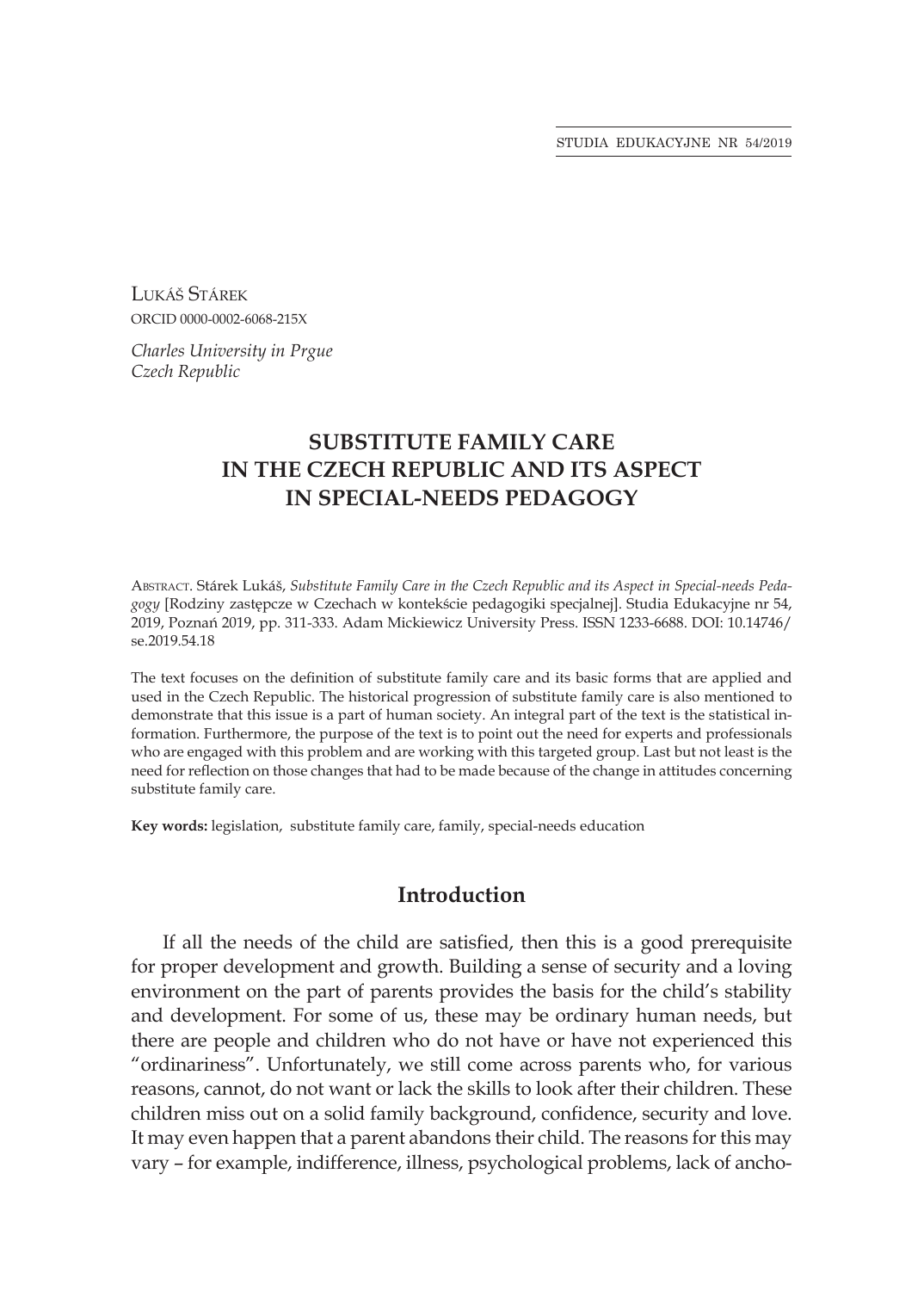Lukáš Stárek
ORCID 0000-0002-6068-215X

*Charles University in Prgue*
*Czech Republic*

# SUBSTITUTE FAMILY CARE IN THE CZECH REPUBLIC AND ITS ASPECT IN SPECIAL-NEEDS PEDAGOGY

Abstract. Stárek Lukáš, *Substitute Family Care in the Czech Republic and its Aspect in Special-needs Pedagogy* [Rodziny zastępcze w Czechach w kontekście pedagogiki specjalnej]. Studia Edukacyjne nr 54, 2019, Poznań 2019, pp. 311-333. Adam Mickiewicz University Press. ISSN 1233-6688. DOI: 10.14746/se.2019.54.18

The text focuses on the definition of substitute family care and its basic forms that are applied and used in the Czech Republic. The historical progression of substitute family care is also mentioned to demonstrate that this issue is a part of human society. An integral part of the text is the statistical information. Furthermore, the purpose of the text is to point out the need for experts and professionals who are engaged with this problem and are working with this targeted group. Last but not least is the need for reflection on those changes that had to be made because of the change in attitudes concerning substitute family care.

**Key words:** legislation, substitute family care, family, special-needs education

## Introduction

If all the needs of the child are satisfied, then this is a good prerequisite for proper development and growth. Building a sense of security and a loving environment on the part of parents provides the basis for the child's stability and development. For some of us, these may be ordinary human needs, but there are people and children who do not have or have not experienced this "ordinariness". Unfortunately, we still come across parents who, for various reasons, cannot, do not want or lack the skills to look after their children. These children miss out on a solid family background, confidence, security and love. It may even happen that a parent abandons their child. The reasons for this may vary – for example, indifference, illness, psychological problems, lack of ancho-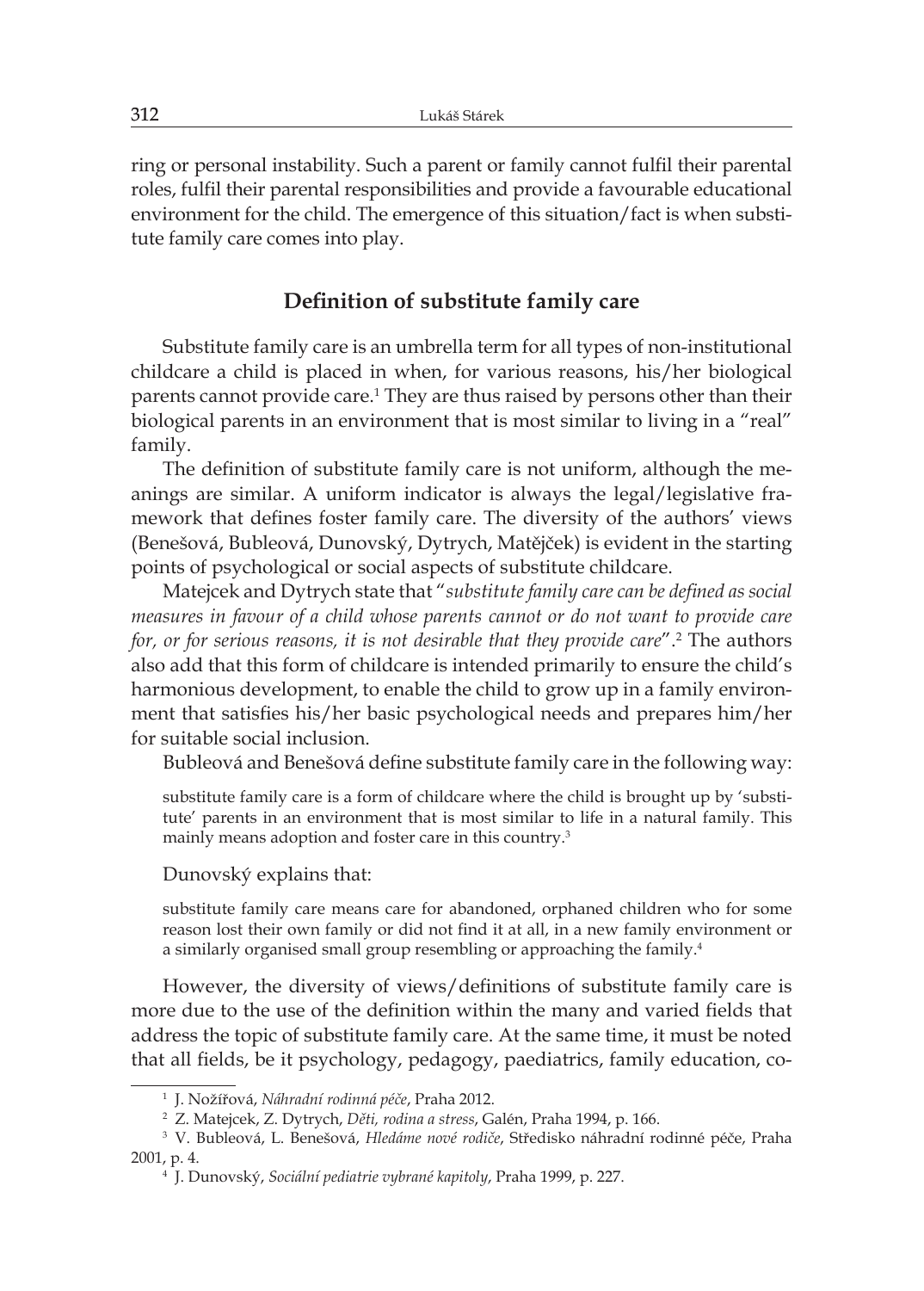ring or personal instability. Such a parent or family cannot fulfil their parental roles, fulfil their parental responsibilities and provide a favourable educational environment for the child. The emergence of this situation/fact is when substitute family care comes into play.

## Definition of substitute family care

Substitute family care is an umbrella term for all types of non-institutional childcare a child is placed in when, for various reasons, his/her biological parents cannot provide care.[1] They are thus raised by persons other than their biological parents in an environment that is most similar to living in a "real" family.

The definition of substitute family care is not uniform, although the meanings are similar. A uniform indicator is always the legal/legislative framework that defines foster family care. The diversity of the authors' views (Benešová, Bubleová, Dunovský, Dytrych, Matějček) is evident in the starting points of psychological or social aspects of substitute childcare.

Matejcek and Dytrych state that "*substitute family care can be defined as social measures in favour of a child whose parents cannot or do not want to provide care for, or for serious reasons, it is not desirable that they provide care*".[2] The authors also add that this form of childcare is intended primarily to ensure the child's harmonious development, to enable the child to grow up in a family environment that satisfies his/her basic psychological needs and prepares him/her for suitable social inclusion.

Bubleová and Benešová define substitute family care in the following way:

> substitute family care is a form of childcare where the child is brought up by 'substitute' parents in an environment that is most similar to life in a natural family. This mainly means adoption and foster care in this country.[3]

Dunovský explains that:

> substitute family care means care for abandoned, orphaned children who for some reason lost their own family or did not find it at all, in a new family environment or a similarly organised small group resembling or approaching the family.[4]

However, the diversity of views/definitions of substitute family care is more due to the use of the definition within the many and varied fields that address the topic of substitute family care. At the same time, it must be noted that all fields, be it psychology, pedagogy, paediatrics, family education, co-

---

[1] J. Nožířová, *Náhradní rodinná péče*, Praha 2012.

[2] Z. Matejcek, Z. Dytrych, *Děti, rodina a stress*, Galén, Praha 1994, p. 166.

[3] V. Bubleová, L. Benešová, *Hledáme nové rodiče*, Středisko náhradní rodinné péče, Praha 2001, p. 4.

[4] J. Dunovský, *Sociální pediatrie vybrané kapitoly*, Praha 1999, p. 227.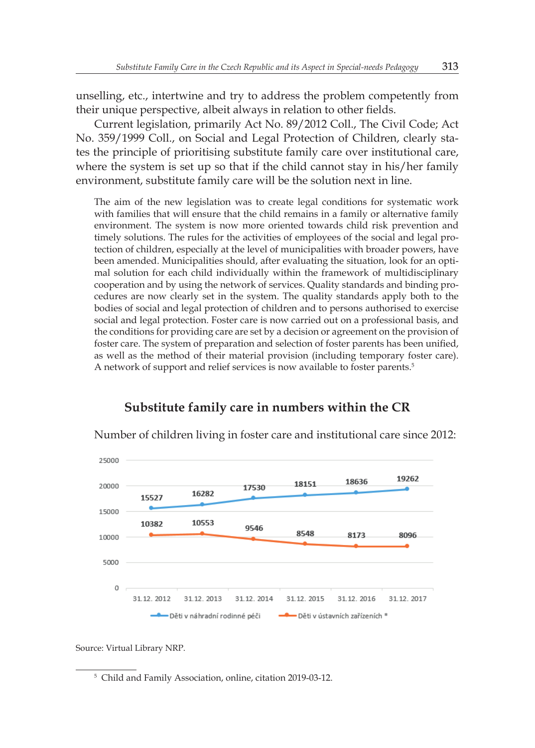unselling, etc., intertwine and try to address the problem competently from their unique perspective, albeit always in relation to other fields.

Current legislation, primarily Act No. 89/2012 Coll., The Civil Code; Act No. 359/1999 Coll., on Social and Legal Protection of Children, clearly states the principle of prioritising substitute family care over institutional care, where the system is set up so that if the child cannot stay in his/her family environment, substitute family care will be the solution next in line.

> The aim of the new legislation was to create legal conditions for systematic work with families that will ensure that the child remains in a family or alternative family environment. The system is now more oriented towards child risk prevention and timely solutions. The rules for the activities of employees of the social and legal protection of children, especially at the level of municipalities with broader powers, have been amended. Municipalities should, after evaluating the situation, look for an optimal solution for each child individually within the framework of multidisciplinary cooperation and by using the network of services. Quality standards and binding procedures are now clearly set in the system. The quality standards apply both to the bodies of social and legal protection of children and to persons authorised to exercise social and legal protection. Foster care is now carried out on a professional basis, and the conditions for providing care are set by a decision or agreement on the provision of foster care. The system of preparation and selection of foster parents has been unified, as well as the method of their material provision (including temporary foster care). A network of support and relief services is now available to foster parents.[5]

## Substitute family care in numbers within the CR

Number of children living in foster care and institutional care since 2012:

| | 31.12. 2012 | 31.12. 2013 | 31.12. 2014 | 31.12. 2015 | 31.12. 2016 | 31.12. 2017 |
|---|---|---|---|---|---|---|
| Děti v náhradní rodinné péči | 15527 | 16282 | 17530 | 18151 | 18636 | 19262 |
| Děti v ústavních zařízeních * | 10382 | 10553 | 9546 | 8548 | 8173 | 8096 |

Source: Virtual Library NRP.

---

[5] Child and Family Association, online, citation 2019-03-12.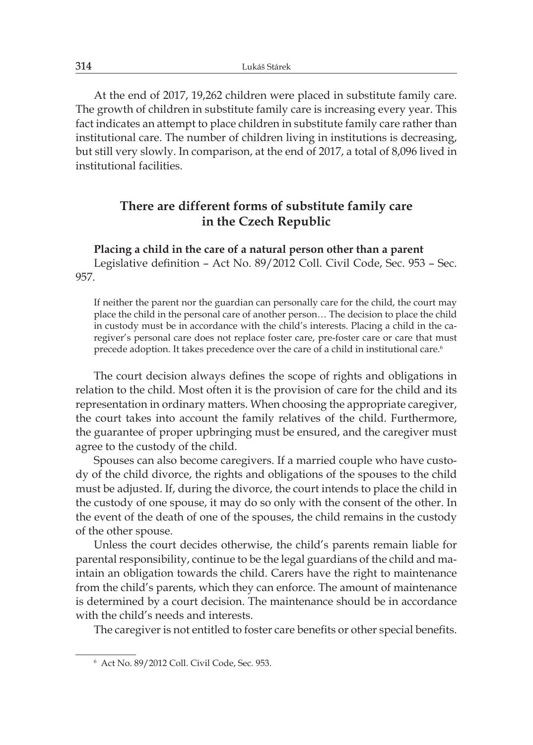At the end of 2017, 19,262 children were placed in substitute family care. The growth of children in substitute family care is increasing every year. This fact indicates an attempt to place children in substitute family care rather than institutional care. The number of children living in institutions is decreasing, but still very slowly. In comparison, at the end of 2017, a total of 8,096 lived in institutional facilities.

## There are different forms of substitute family care in the Czech Republic

**Placing a child in the care of a natural person other than a parent**

Legislative definition – Act No. 89/2012 Coll. Civil Code, Sec. 953 – Sec. 957.

> If neither the parent nor the guardian can personally care for the child, the court may place the child in the personal care of another person… The decision to place the child in custody must be in accordance with the child's interests. Placing a child in the caregiver's personal care does not replace foster care, pre-foster care or care that must precede adoption. It takes precedence over the care of a child in institutional care.[6]

The court decision always defines the scope of rights and obligations in relation to the child. Most often it is the provision of care for the child and its representation in ordinary matters. When choosing the appropriate caregiver, the court takes into account the family relatives of the child. Furthermore, the guarantee of proper upbringing must be ensured, and the caregiver must agree to the custody of the child.

Spouses can also become caregivers. If a married couple who have custody of the child divorce, the rights and obligations of the spouses to the child must be adjusted. If, during the divorce, the court intends to place the child in the custody of one spouse, it may do so only with the consent of the other. In the event of the death of one of the spouses, the child remains in the custody of the other spouse.

Unless the court decides otherwise, the child's parents remain liable for parental responsibility, continue to be the legal guardians of the child and maintain an obligation towards the child. Carers have the right to maintenance from the child's parents, which they can enforce. The amount of maintenance is determined by a court decision. The maintenance should be in accordance with the child's needs and interests.

The caregiver is not entitled to foster care benefits or other special benefits.

[6] Act No. 89/2012 Coll. Civil Code, Sec. 953.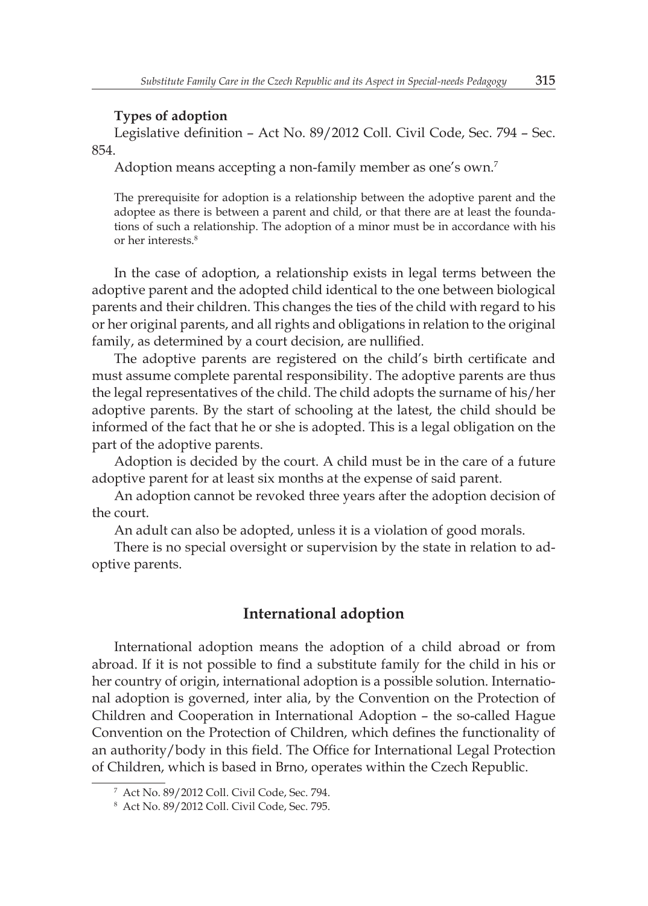**Types of adoption**

Legislative definition – Act No. 89/2012 Coll. Civil Code, Sec. 794 – Sec. 854.

Adoption means accepting a non-family member as one's own.[7]

> The prerequisite for adoption is a relationship between the adoptive parent and the adoptee as there is between a parent and child, or that there are at least the foundations of such a relationship. The adoption of a minor must be in accordance with his or her interests.[8]

In the case of adoption, a relationship exists in legal terms between the adoptive parent and the adopted child identical to the one between biological parents and their children. This changes the ties of the child with regard to his or her original parents, and all rights and obligations in relation to the original family, as determined by a court decision, are nullified.

The adoptive parents are registered on the child's birth certificate and must assume complete parental responsibility. The adoptive parents are thus the legal representatives of the child. The child adopts the surname of his/her adoptive parents. By the start of schooling at the latest, the child should be informed of the fact that he or she is adopted. This is a legal obligation on the part of the adoptive parents.

Adoption is decided by the court. A child must be in the care of a future adoptive parent for at least six months at the expense of said parent.

An adoption cannot be revoked three years after the adoption decision of the court.

An adult can also be adopted, unless it is a violation of good morals.

There is no special oversight or supervision by the state in relation to adoptive parents.

## International adoption

International adoption means the adoption of a child abroad or from abroad. If it is not possible to find a substitute family for the child in his or her country of origin, international adoption is a possible solution. International adoption is governed, inter alia, by the Convention on the Protection of Children and Cooperation in International Adoption – the so-called Hague Convention on the Protection of Children, which defines the functionality of an authority/body in this field. The Office for International Legal Protection of Children, which is based in Brno, operates within the Czech Republic.

---

[7] Act No. 89/2012 Coll. Civil Code, Sec. 794.

[8] Act No. 89/2012 Coll. Civil Code, Sec. 795.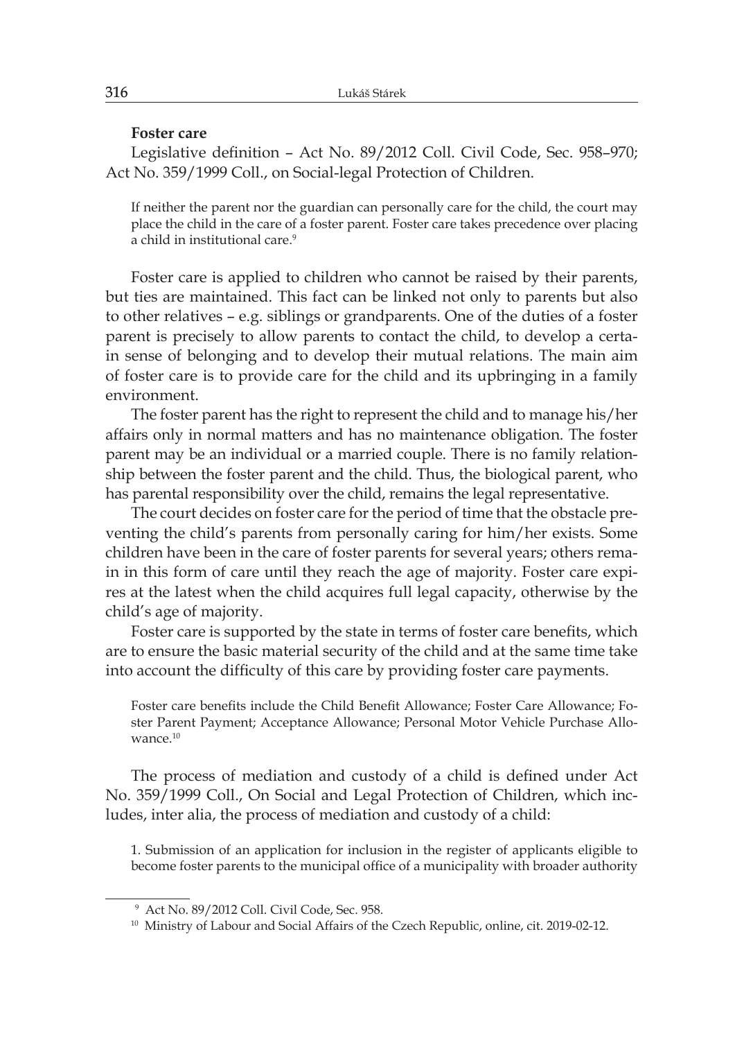**Foster care**

Legislative definition – Act No. 89/2012 Coll. Civil Code, Sec. 958–970; Act No. 359/1999 Coll., on Social-legal Protection of Children.

> If neither the parent nor the guardian can personally care for the child, the court may place the child in the care of a foster parent. Foster care takes precedence over placing a child in institutional care.[9]

Foster care is applied to children who cannot be raised by their parents, but ties are maintained. This fact can be linked not only to parents but also to other relatives – e.g. siblings or grandparents. One of the duties of a foster parent is precisely to allow parents to contact the child, to develop a certain sense of belonging and to develop their mutual relations. The main aim of foster care is to provide care for the child and its upbringing in a family environment.

The foster parent has the right to represent the child and to manage his/her affairs only in normal matters and has no maintenance obligation. The foster parent may be an individual or a married couple. There is no family relationship between the foster parent and the child. Thus, the biological parent, who has parental responsibility over the child, remains the legal representative.

The court decides on foster care for the period of time that the obstacle preventing the child's parents from personally caring for him/her exists. Some children have been in the care of foster parents for several years; others remain in this form of care until they reach the age of majority. Foster care expires at the latest when the child acquires full legal capacity, otherwise by the child's age of majority.

Foster care is supported by the state in terms of foster care benefits, which are to ensure the basic material security of the child and at the same time take into account the difficulty of this care by providing foster care payments.

> Foster care benefits include the Child Benefit Allowance; Foster Care Allowance; Foster Parent Payment; Acceptance Allowance; Personal Motor Vehicle Purchase Allowance.[10]

The process of mediation and custody of a child is defined under Act No. 359/1999 Coll., On Social and Legal Protection of Children, which includes, inter alia, the process of mediation and custody of a child:

> 1. Submission of an application for inclusion in the register of applicants eligible to become foster parents to the municipal office of a municipality with broader authority

[9] Act No. 89/2012 Coll. Civil Code, Sec. 958.

[10] Ministry of Labour and Social Affairs of the Czech Republic, online, cit. 2019-02-12.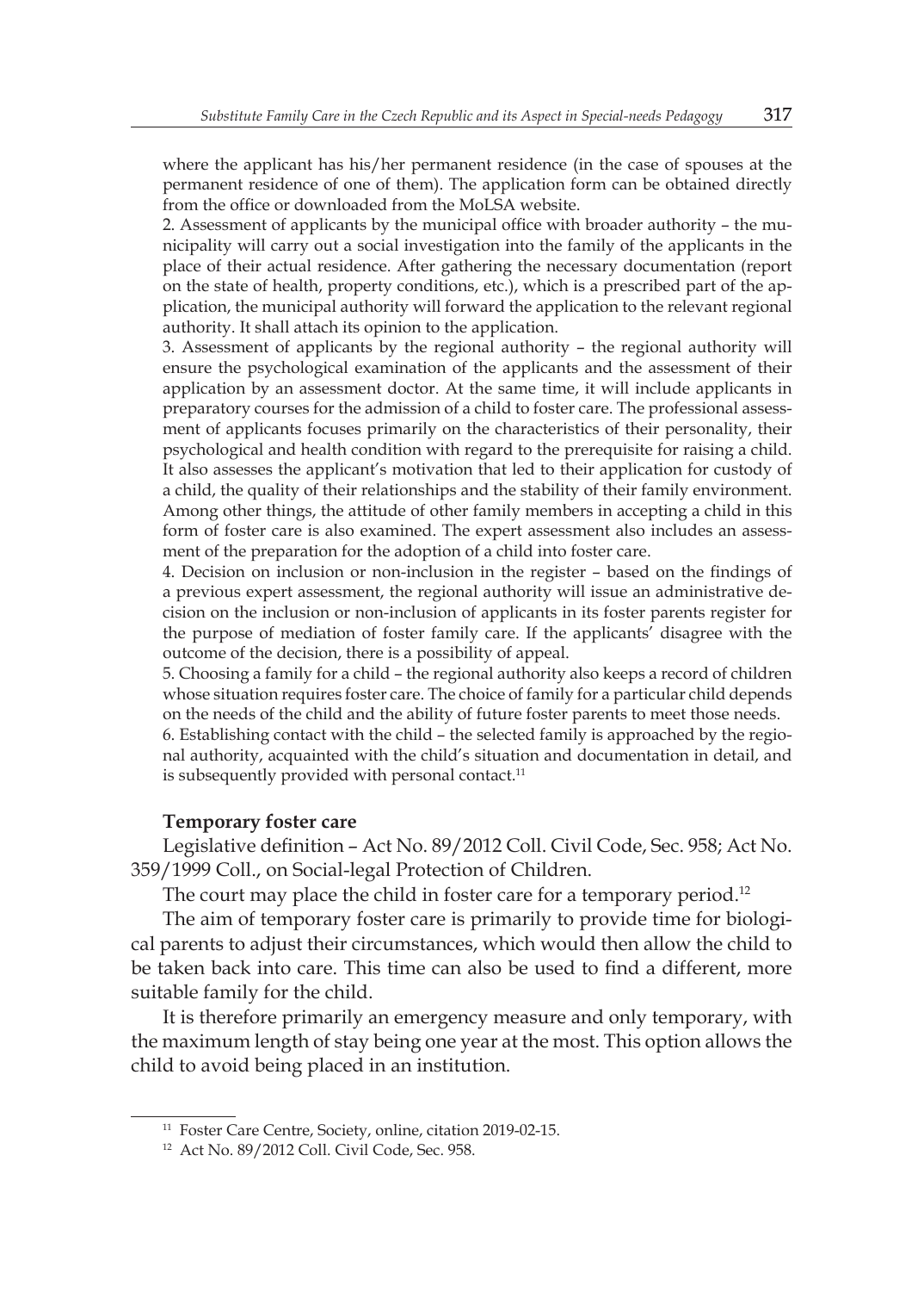where the applicant has his/her permanent residence (in the case of spouses at the permanent residence of one of them). The application form can be obtained directly from the office or downloaded from the MoLSA website.

2. Assessment of applicants by the municipal office with broader authority – the municipality will carry out a social investigation into the family of the applicants in the place of their actual residence. After gathering the necessary documentation (report on the state of health, property conditions, etc.), which is a prescribed part of the application, the municipal authority will forward the application to the relevant regional authority. It shall attach its opinion to the application.

3. Assessment of applicants by the regional authority – the regional authority will ensure the psychological examination of the applicants and the assessment of their application by an assessment doctor. At the same time, it will include applicants in preparatory courses for the admission of a child to foster care. The professional assessment of applicants focuses primarily on the characteristics of their personality, their psychological and health condition with regard to the prerequisite for raising a child. It also assesses the applicant's motivation that led to their application for custody of a child, the quality of their relationships and the stability of their family environment. Among other things, the attitude of other family members in accepting a child in this form of foster care is also examined. The expert assessment also includes an assessment of the preparation for the adoption of a child into foster care.

4. Decision on inclusion or non-inclusion in the register – based on the findings of a previous expert assessment, the regional authority will issue an administrative decision on the inclusion or non-inclusion of applicants in its foster parents register for the purpose of mediation of foster family care. If the applicants' disagree with the outcome of the decision, there is a possibility of appeal.

5. Choosing a family for a child – the regional authority also keeps a record of children whose situation requires foster care. The choice of family for a particular child depends on the needs of the child and the ability of future foster parents to meet those needs.

6. Establishing contact with the child – the selected family is approached by the regional authority, acquainted with the child's situation and documentation in detail, and is subsequently provided with personal contact.[11]

**Temporary foster care**

Legislative definition – Act No. 89/2012 Coll. Civil Code, Sec. 958; Act No. 359/1999 Coll., on Social-legal Protection of Children.

The court may place the child in foster care for a temporary period.[12]

The aim of temporary foster care is primarily to provide time for biological parents to adjust their circumstances, which would then allow the child to be taken back into care. This time can also be used to find a different, more suitable family for the child.

It is therefore primarily an emergency measure and only temporary, with the maximum length of stay being one year at the most. This option allows the child to avoid being placed in an institution.

---

[11] Foster Care Centre, Society, online, citation 2019-02-15.

[12] Act No. 89/2012 Coll. Civil Code, Sec. 958.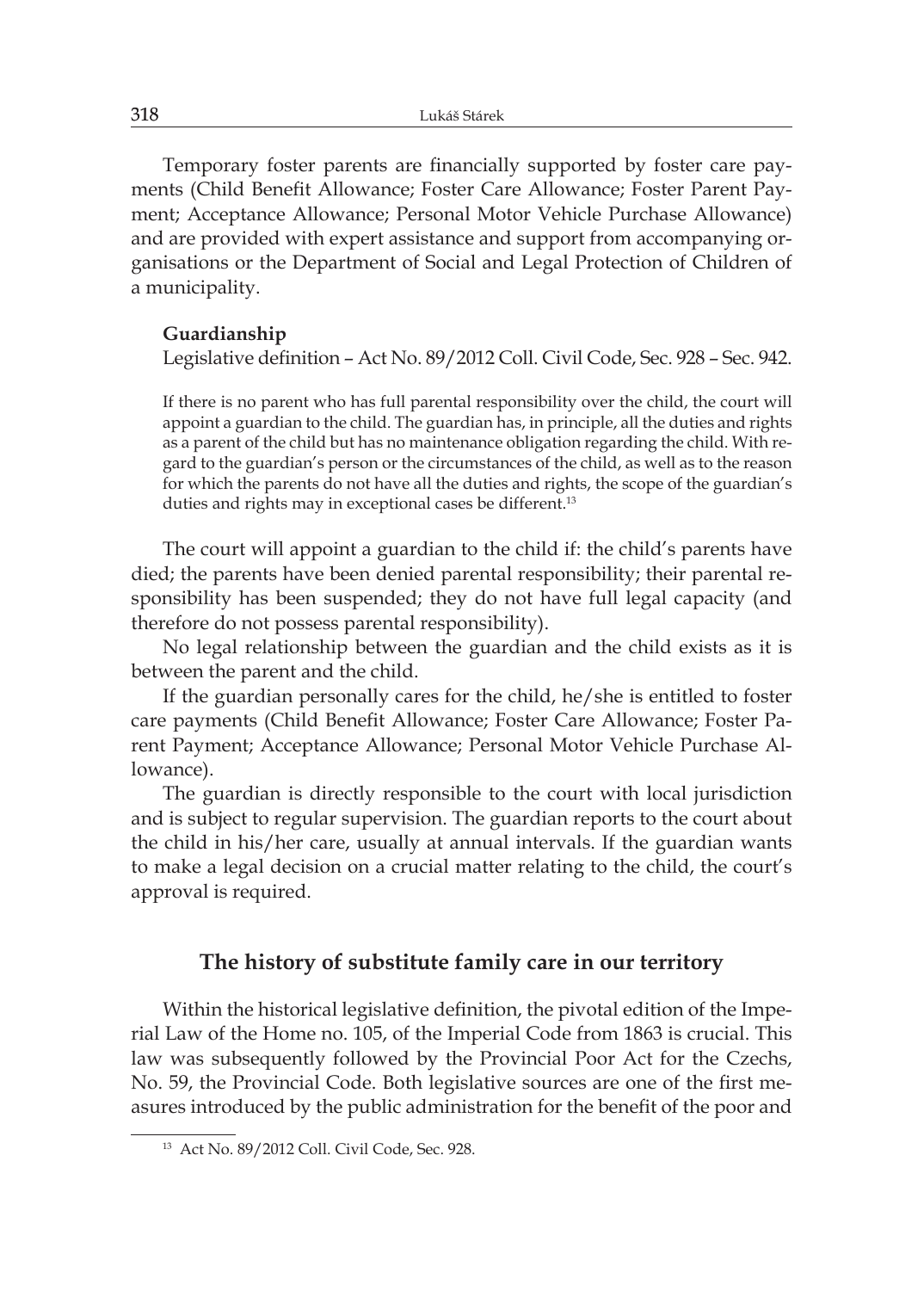Temporary foster parents are financially supported by foster care payments (Child Benefit Allowance; Foster Care Allowance; Foster Parent Payment; Acceptance Allowance; Personal Motor Vehicle Purchase Allowance) and are provided with expert assistance and support from accompanying organisations or the Department of Social and Legal Protection of Children of a municipality.

**Guardianship**

Legislative definition – Act No. 89/2012 Coll. Civil Code, Sec. 928 – Sec. 942.

> If there is no parent who has full parental responsibility over the child, the court will appoint a guardian to the child. The guardian has, in principle, all the duties and rights as a parent of the child but has no maintenance obligation regarding the child. With regard to the guardian's person or the circumstances of the child, as well as to the reason for which the parents do not have all the duties and rights, the scope of the guardian's duties and rights may in exceptional cases be different.[13]

The court will appoint a guardian to the child if: the child's parents have died; the parents have been denied parental responsibility; their parental responsibility has been suspended; they do not have full legal capacity (and therefore do not possess parental responsibility).

No legal relationship between the guardian and the child exists as it is between the parent and the child.

If the guardian personally cares for the child, he/she is entitled to foster care payments (Child Benefit Allowance; Foster Care Allowance; Foster Parent Payment; Acceptance Allowance; Personal Motor Vehicle Purchase Allowance).

The guardian is directly responsible to the court with local jurisdiction and is subject to regular supervision. The guardian reports to the court about the child in his/her care, usually at annual intervals. If the guardian wants to make a legal decision on a crucial matter relating to the child, the court's approval is required.

## The history of substitute family care in our territory

Within the historical legislative definition, the pivotal edition of the Imperial Law of the Home no. 105, of the Imperial Code from 1863 is crucial. This law was subsequently followed by the Provincial Poor Act for the Czechs, No. 59, the Provincial Code. Both legislative sources are one of the first measures introduced by the public administration for the benefit of the poor and

[13] Act No. 89/2012 Coll. Civil Code, Sec. 928.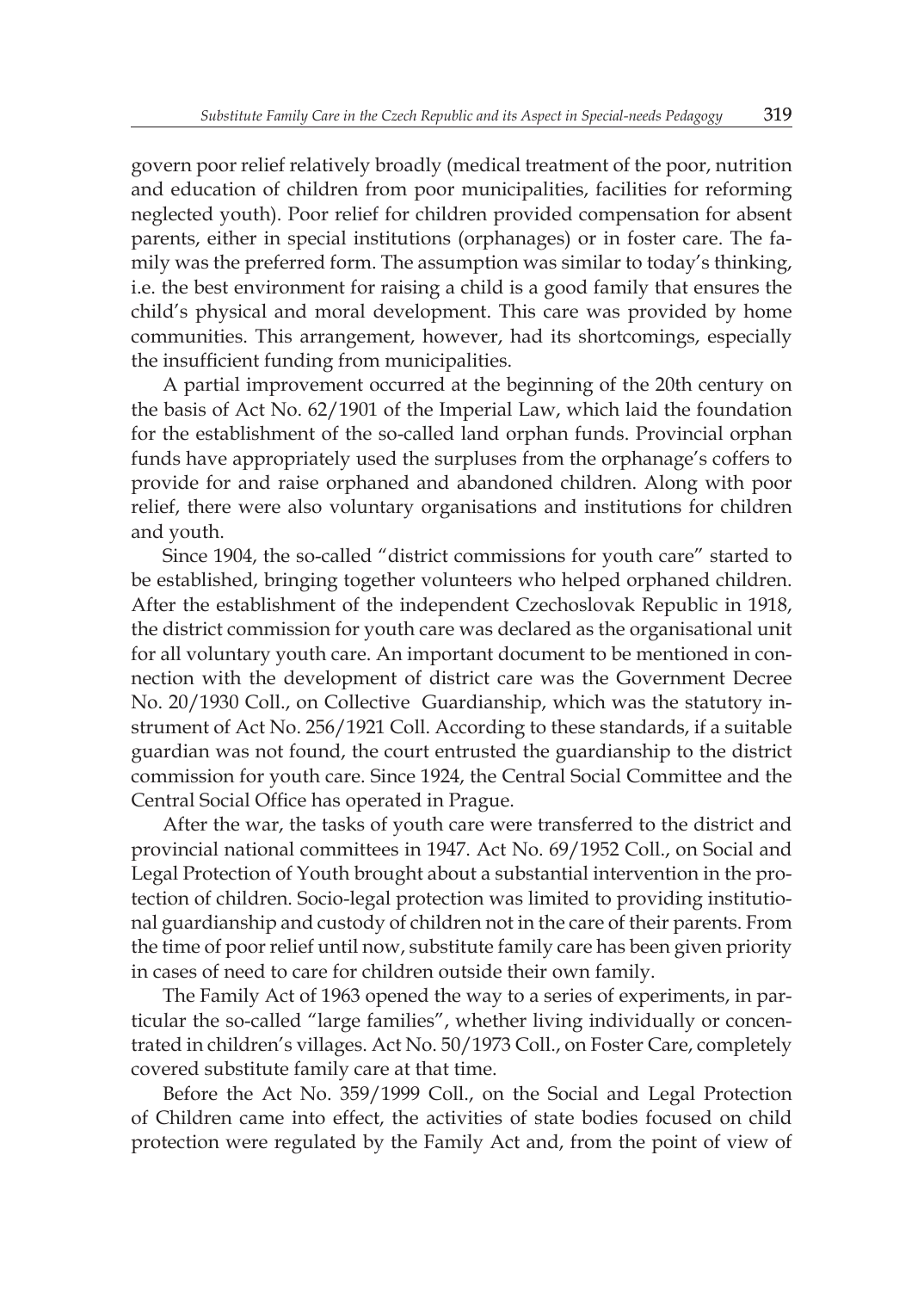govern poor relief relatively broadly (medical treatment of the poor, nutrition and education of children from poor municipalities, facilities for reforming neglected youth). Poor relief for children provided compensation for absent parents, either in special institutions (orphanages) or in foster care. The family was the preferred form. The assumption was similar to today's thinking, i.e. the best environment for raising a child is a good family that ensures the child's physical and moral development. This care was provided by home communities. This arrangement, however, had its shortcomings, especially the insufficient funding from municipalities.

A partial improvement occurred at the beginning of the 20th century on the basis of Act No. 62/1901 of the Imperial Law, which laid the foundation for the establishment of the so-called land orphan funds. Provincial orphan funds have appropriately used the surpluses from the orphanage's coffers to provide for and raise orphaned and abandoned children. Along with poor relief, there were also voluntary organisations and institutions for children and youth.

Since 1904, the so-called "district commissions for youth care" started to be established, bringing together volunteers who helped orphaned children. After the establishment of the independent Czechoslovak Republic in 1918, the district commission for youth care was declared as the organisational unit for all voluntary youth care. An important document to be mentioned in connection with the development of district care was the Government Decree No. 20/1930 Coll., on Collective Guardianship, which was the statutory instrument of Act No. 256/1921 Coll. According to these standards, if a suitable guardian was not found, the court entrusted the guardianship to the district commission for youth care. Since 1924, the Central Social Committee and the Central Social Office has operated in Prague.

After the war, the tasks of youth care were transferred to the district and provincial national committees in 1947. Act No. 69/1952 Coll., on Social and Legal Protection of Youth brought about a substantial intervention in the protection of children. Socio-legal protection was limited to providing institutional guardianship and custody of children not in the care of their parents. From the time of poor relief until now, substitute family care has been given priority in cases of need to care for children outside their own family.

The Family Act of 1963 opened the way to a series of experiments, in particular the so-called "large families", whether living individually or concentrated in children's villages. Act No. 50/1973 Coll., on Foster Care, completely covered substitute family care at that time.

Before the Act No. 359/1999 Coll., on the Social and Legal Protection of Children came into effect, the activities of state bodies focused on child protection were regulated by the Family Act and, from the point of view of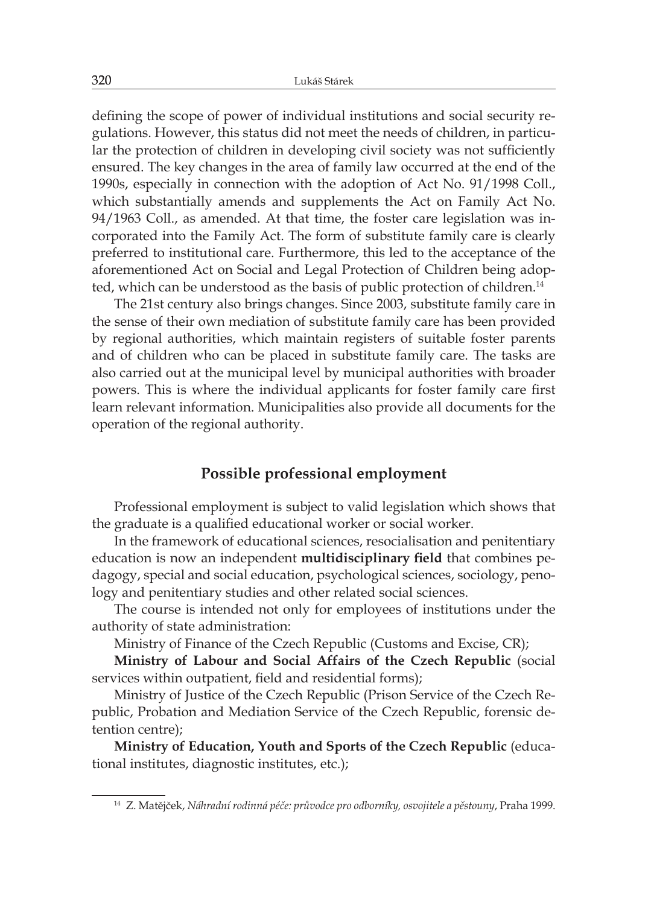defining the scope of power of individual institutions and social security regulations. However, this status did not meet the needs of children, in particular the protection of children in developing civil society was not sufficiently ensured. The key changes in the area of family law occurred at the end of the 1990s, especially in connection with the adoption of Act No. 91/1998 Coll., which substantially amends and supplements the Act on Family Act No. 94/1963 Coll., as amended. At that time, the foster care legislation was incorporated into the Family Act. The form of substitute family care is clearly preferred to institutional care. Furthermore, this led to the acceptance of the aforementioned Act on Social and Legal Protection of Children being adopted, which can be understood as the basis of public protection of children.[14]

The 21st century also brings changes. Since 2003, substitute family care in the sense of their own mediation of substitute family care has been provided by regional authorities, which maintain registers of suitable foster parents and of children who can be placed in substitute family care. The tasks are also carried out at the municipal level by municipal authorities with broader powers. This is where the individual applicants for foster family care first learn relevant information. Municipalities also provide all documents for the operation of the regional authority.

## Possible professional employment

Professional employment is subject to valid legislation which shows that the graduate is a qualified educational worker or social worker.

In the framework of educational sciences, resocialisation and penitentiary education is now an independent **multidisciplinary field** that combines pedagogy, special and social education, psychological sciences, sociology, penology and penitentiary studies and other related social sciences.

The course is intended not only for employees of institutions under the authority of state administration:

Ministry of Finance of the Czech Republic (Customs and Excise, CR);

**Ministry of Labour and Social Affairs of the Czech Republic** (social services within outpatient, field and residential forms);

Ministry of Justice of the Czech Republic (Prison Service of the Czech Republic, Probation and Mediation Service of the Czech Republic, forensic detention centre);

**Ministry of Education, Youth and Sports of the Czech Republic** (educational institutes, diagnostic institutes, etc.);

---

[14] Z. Matějček, *Náhradní rodinná péče: průvodce pro odborníky, osvojitele a pěstouny*, Praha 1999.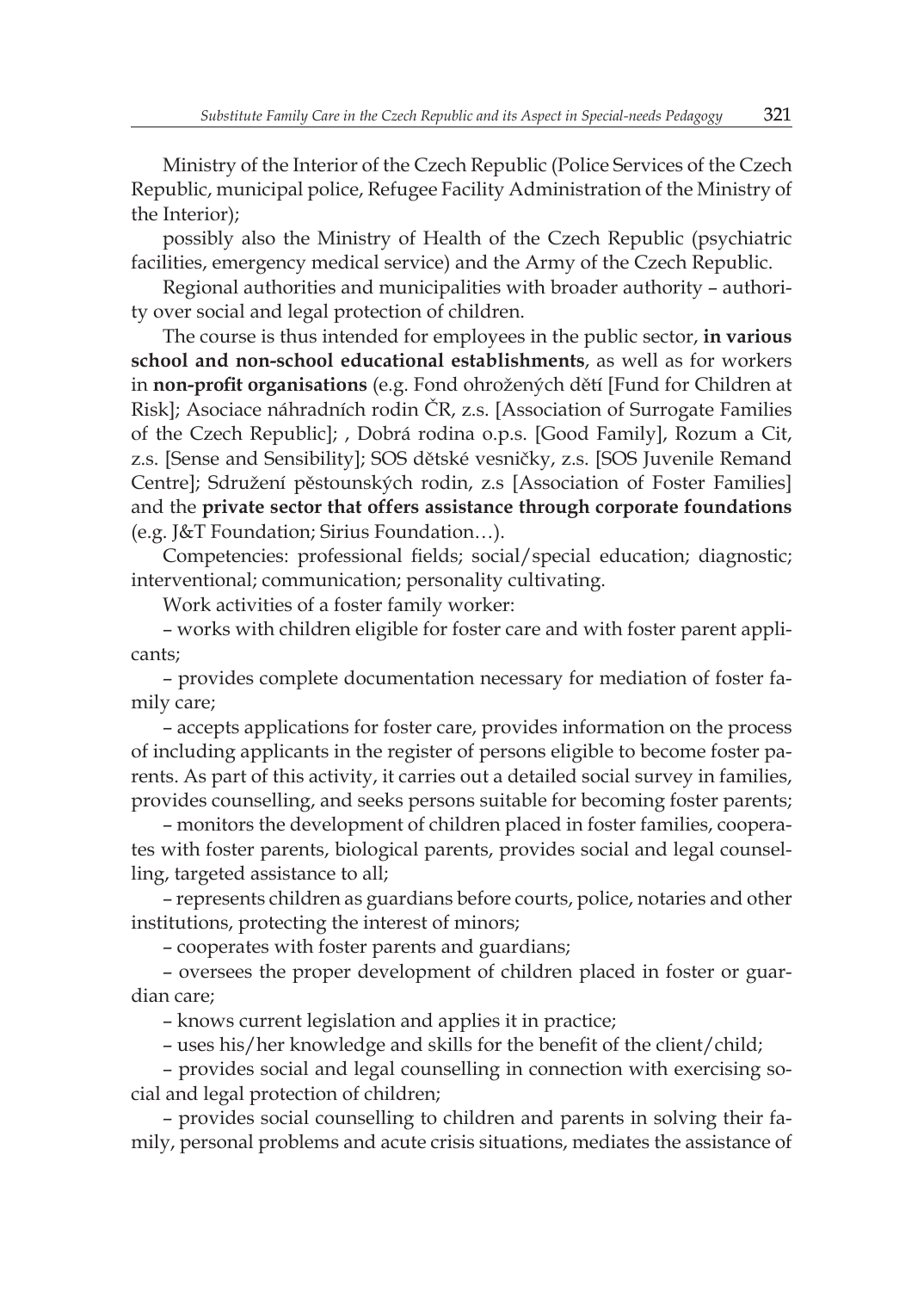Ministry of the Interior of the Czech Republic (Police Services of the Czech Republic, municipal police, Refugee Facility Administration of the Ministry of the Interior);

possibly also the Ministry of Health of the Czech Republic (psychiatric facilities, emergency medical service) and the Army of the Czech Republic.

Regional authorities and municipalities with broader authority – authority over social and legal protection of children.

The course is thus intended for employees in the public sector, **in various school and non-school educational establishments**, as well as for workers in **non-profit organisations** (e.g. Fond ohrožených dětí [Fund for Children at Risk]; Asociace náhradních rodin ČR, z.s. [Association of Surrogate Families of the Czech Republic]; , Dobrá rodina o.p.s. [Good Family], Rozum a Cit, z.s. [Sense and Sensibility]; SOS dětské vesničky, z.s. [SOS Juvenile Remand Centre]; Sdružení pěstounských rodin, z.s [Association of Foster Families] and the **private sector that offers assistance through corporate foundations** (e.g. J&T Foundation; Sirius Foundation…).

Competencies: professional fields; social/special education; diagnostic; interventional; communication; personality cultivating.

Work activities of a foster family worker:

– works with children eligible for foster care and with foster parent applicants;

– provides complete documentation necessary for mediation of foster family care;

– accepts applications for foster care, provides information on the process of including applicants in the register of persons eligible to become foster parents. As part of this activity, it carries out a detailed social survey in families, provides counselling, and seeks persons suitable for becoming foster parents;

– monitors the development of children placed in foster families, cooperates with foster parents, biological parents, provides social and legal counselling, targeted assistance to all;

– represents children as guardians before courts, police, notaries and other institutions, protecting the interest of minors;

– cooperates with foster parents and guardians;

– oversees the proper development of children placed in foster or guardian care;

– knows current legislation and applies it in practice;

– uses his/her knowledge and skills for the benefit of the client/child;

– provides social and legal counselling in connection with exercising social and legal protection of children;

– provides social counselling to children and parents in solving their family, personal problems and acute crisis situations, mediates the assistance of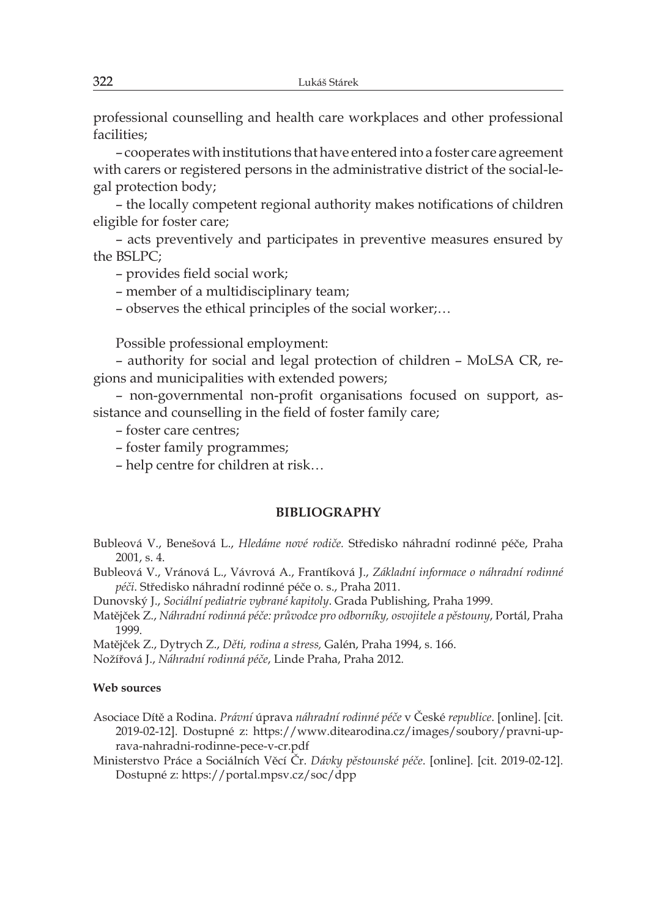professional counselling and health care workplaces and other professional facilities;

– cooperates with institutions that have entered into a foster care agreement with carers or registered persons in the administrative district of the social-legal protection body;

– the locally competent regional authority makes notifications of children eligible for foster care;

– acts preventively and participates in preventive measures ensured by the BSLPC;

– provides field social work;

– member of a multidisciplinary team;

– observes the ethical principles of the social worker;…

Possible professional employment:

– authority for social and legal protection of children – MoLSA CR, regions and municipalities with extended powers;

– non-governmental non-profit organisations focused on support, assistance and counselling in the field of foster family care;

– foster care centres;

– foster family programmes;

– help centre for children at risk…

## BIBLIOGRAPHY

Bubleová V., Benešová L., *Hledáme nové rodiče.* Středisko náhradní rodinné péče, Praha 2001, s. 4.

Bubleová V., Vránová L., Vávrová A., Frantíková J., *Základní informace o náhradní rodinné péči*. Středisko náhradní rodinné péče o. s., Praha 2011.

Dunovský J., *Sociální pediatrie vybrané kapitoly*. Grada Publishing, Praha 1999.

Matějček Z., *Náhradní rodinná péče: průvodce pro odborníky, osvojitele a pěstouny*, Portál, Praha 1999.

Matějček Z., Dytrych Z., *Děti, rodina a stress,* Galén, Praha 1994, s. 166.

Nožířová J., *Náhradní rodinná péče*, Linde Praha, Praha 2012.

**Web sources**

Asociace Dítě a Rodina. *Právní* úprava *náhradní rodinné péče* v České *republice*. [online]. [cit. 2019-02-12]. Dostupné z: https://www.ditearodina.cz/images/soubory/pravni-uprava-nahradni-rodinne-pece-v-cr.pdf

Ministerstvo Práce a Sociálních Věcí Čr. *Dávky pěstounské péče*. [online]. [cit. 2019-02-12]. Dostupné z: https://portal.mpsv.cz/soc/dpp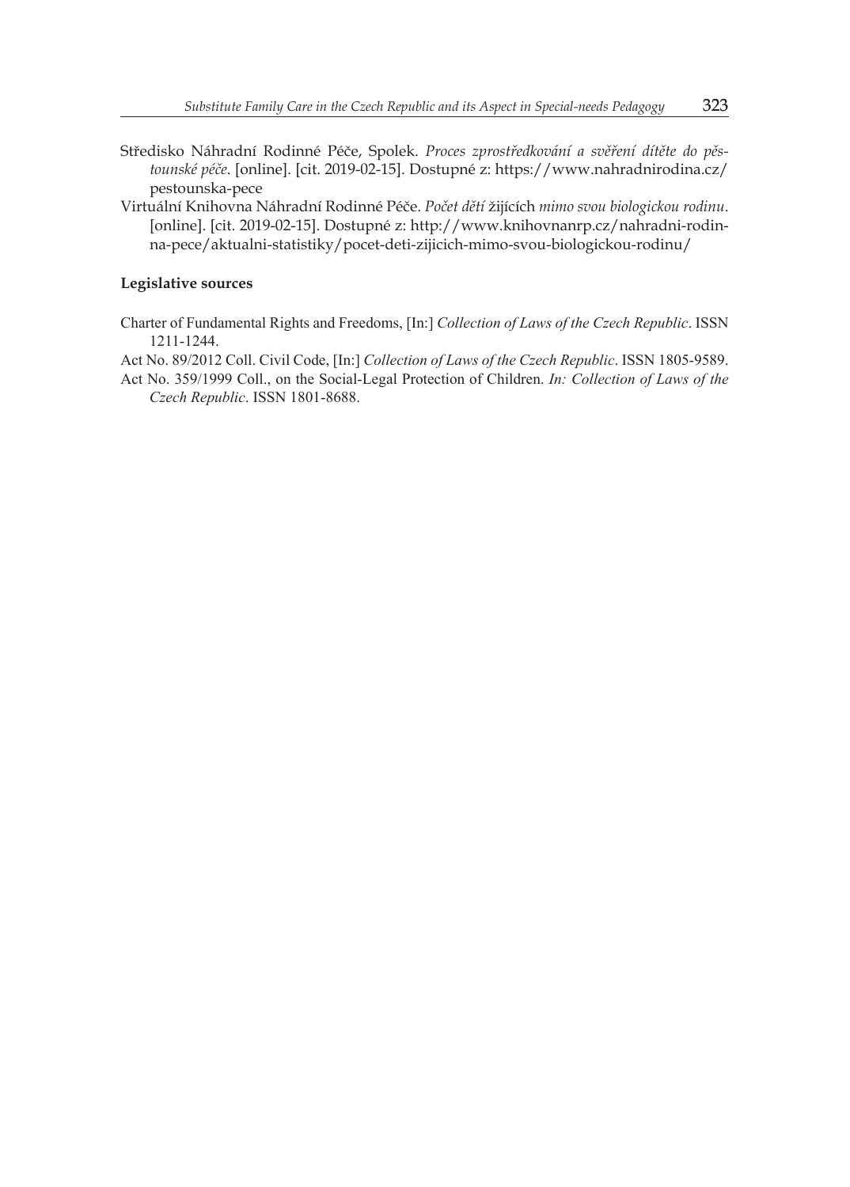Středisko Náhradní Rodinné Péče, Spolek. *Proces zprostředkování a svěření dítěte do pěstounské péče*. [online]. [cit. 2019-02-15]. Dostupné z: https://www.nahradnirodina.cz/pestounska-pece

Virtuální Knihovna Náhradní Rodinné Péče. *Počet dětí* žijících *mimo svou biologickou rodinu*. [online]. [cit. 2019-02-15]. Dostupné z: http://www.knihovnanrp.cz/nahradni-rodinna-pece/aktualni-statistiky/pocet-deti-zijicich-mimo-svou-biologickou-rodinu/

### Legislative sources

Charter of Fundamental Rights and Freedoms, [In:] *Collection of Laws of the Czech Republic*. ISSN 1211-1244.

Act No. 89/2012 Coll. Civil Code, [In:] *Collection of Laws of the Czech Republic*. ISSN 1805-9589.

Act No. 359/1999 Coll., on the Social-Legal Protection of Children. *In: Collection of Laws of the Czech Republic*. ISSN 1801-8688.